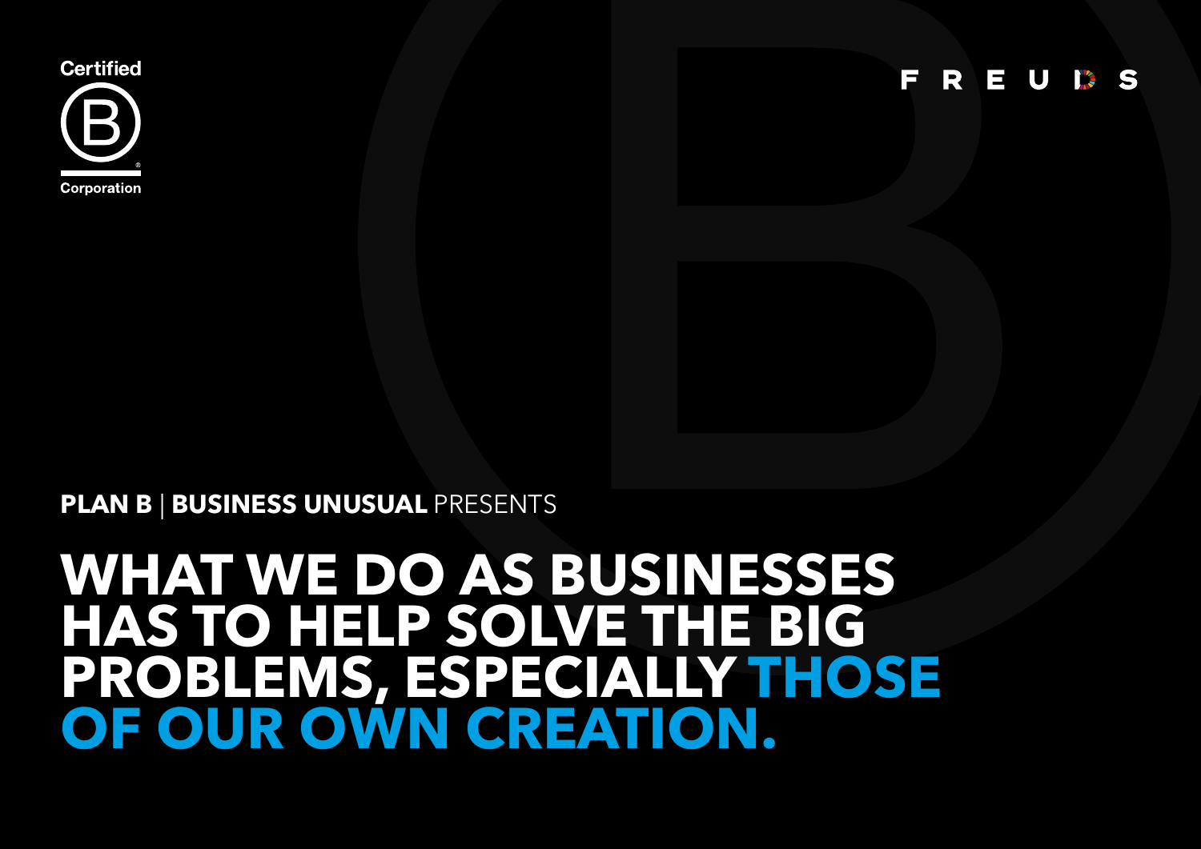Certified B Corporation

FREUDS

**PLAN B** | **BUSINESS UNUSUAL** PRESENTS

# WHAT WE DO AS BUSINESSES HAS TO HELP SOLVE THE BIG PROBLEMS, ESPECIALLY THOSE OF OUR OWN CREATION.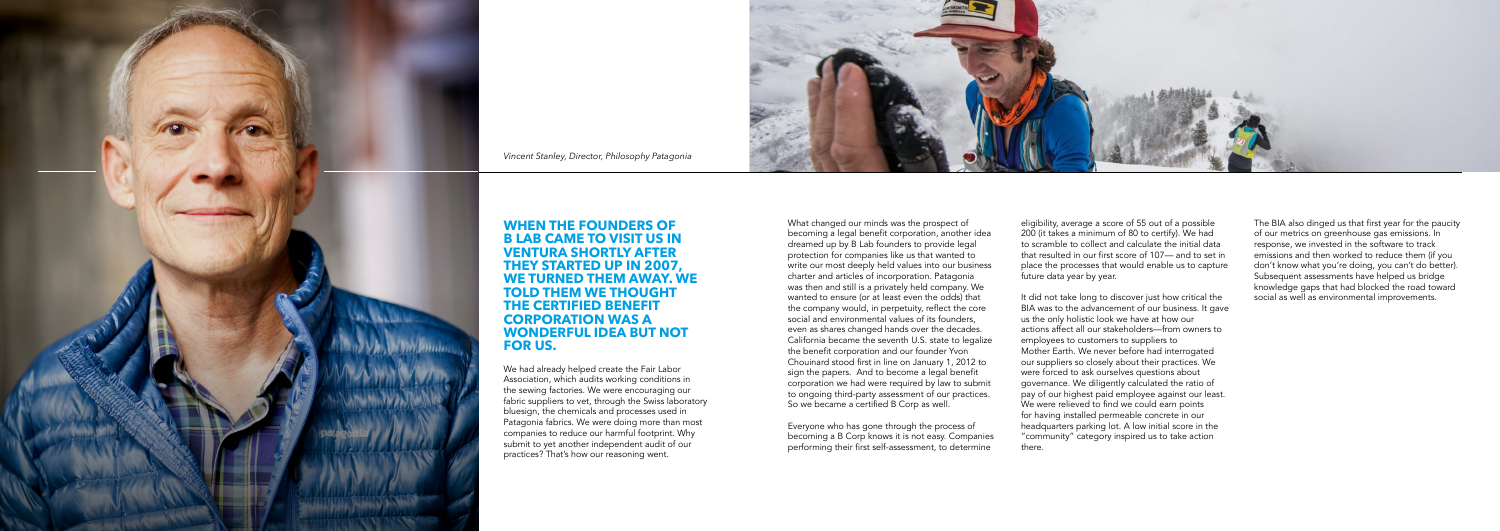*Vincent Stanley, Director, Philosophy Patagonia*

## WHEN THE FOUNDERS OF B LAB CAME TO VISIT US IN VENTURA SHORTLY AFTER THEY STARTED UP IN 2007, WE TURNED THEM AWAY. WE TOLD THEM WE THOUGHT THE CERTIFIED BENEFIT CORPORATION WAS A WONDERFUL IDEA BUT NOT FOR US.

We had already helped create the Fair Labor Association, which audits working conditions in the sewing factories. We were encouraging our fabric suppliers to vet, through the Swiss laboratory bluesign, the chemicals and processes used in Patagonia fabrics. We were doing more than most companies to reduce our harmful footprint. Why submit to yet another independent audit of our practices? That's how our reasoning went.

What changed our minds was the prospect of becoming a legal benefit corporation, another idea dreamed up by B Lab founders to provide legal protection for companies like us that wanted to write our most deeply held values into our business charter and articles of incorporation. Patagonia was then and still is a privately held company. We wanted to ensure (or at least even the odds) that the company would, in perpetuity, reflect the core social and environmental values of its founders, even as shares changed hands over the decades. California became the seventh U.S. state to legalize the benefit corporation and our founder Yvon Chouinard stood first in line on January 1, 2012 to sign the papers. And to become a legal benefit corporation we had were required by law to submit to ongoing third-party assessment of our practices. So we became a certified B Corp as well.

Everyone who has gone through the process of becoming a B Corp knows it is not easy. Companies performing their first self-assessment, to determine eligibility, average a score of 55 out of a possible 200 (it takes a minimum of 80 to certify). We had to scramble to collect and calculate the initial data that resulted in our first score of 107— and to set in place the processes that would enable us to capture future data year by year.

It did not take long to discover just how critical the BIA was to the advancement of our business. It gave us the only holistic look we have at how our actions affect all our stakeholders—from owners to employees to customers to suppliers to Mother Earth. We never before had interrogated our suppliers so closely about their practices. We were forced to ask ourselves questions about governance. We diligently calculated the ratio of pay of our highest paid employee against our least. We were relieved to find we could earn points for having installed permeable concrete in our headquarters parking lot. A low initial score in the "community" category inspired us to take action there.

The BIA also dinged us that first year for the paucity of our metrics on greenhouse gas emissions. In response, we invested in the software to track emissions and then worked to reduce them (if you don't know what you're doing, you can't do better). Subsequent assessments have helped us bridge knowledge gaps that had blocked the road toward social as well as environmental improvements.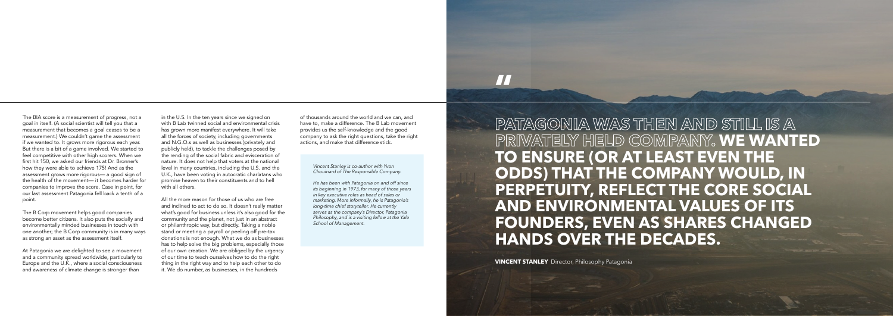The BIA score is a measurement of progress, not a goal in itself. (A social scientist will tell you that a measurement that becomes a goal ceases to be a measurement.) We couldn't game the assessment if we wanted to. It grows more rigorous each year. But there is a bit of a game involved. We started to feel competitive with other high scorers. When we first hit 150, we asked our friends at Dr. Bronner's how they were able to achieve 175! And as the assessment grows more rigorous— a good sign of the health of the movement— it becomes harder for companies to improve the score. Case in point, for our last assessment Patagonia fell back a tenth of a point.

The B Corp movement helps good companies become better citizens. It also puts the socially and environmentally minded businesses in touch with one another; the B Corp community is in many ways as strong an asset as the assessment itself.

At Patagonia we are delighted to see a movement and a community spread worldwide, particularly to Europe and the U.K., where a social consciousness and awareness of climate change is stronger than in the U.S. In the ten years since we signed on with B Lab twinned social and environmental crisis has grown more manifest everywhere. It will take all the forces of society, including governments and N.G.O.s as well as businesses )privately and publicly held), to tackle the challenges posed by the rending of the social fabric and evisceration of nature. It does not help that voters at the national level in many countries, including the U.S. and the U.K., have been voting in autocratic charlatans who promise heaven to their constituents and to hell with all others.

All the more reason for those of us who are free and inclined to act to do so. It doesn't really matter what's good for business unless it's also good for the community and the planet, not just in an abstract or philanthropic way, but directly. Taking a noble stand or meeting a payroll or peeling off pre-tax donations is not enough. What we do as businesses has to help solve the big problems, especially those of our own creation. We are obliged by the urgency of our time to teach ourselves how to do the right thing in the right way and to help each other to do it. We do number, as businesses, in the hundreds of thousands around the world and we can, and have to, make a difference. The B Lab movement provides us the self-knowledge and the good company to ask the right questions, take the right actions, and make that difference stick.

*Vincent Stanley is co-author with Yvon Chouinard of The Responsible Company.*

*He has been with Patagonia on and off since its beginning in 1973, for many of those years in key executive roles as head of sales or marketing. More informally, he is Patagonia's long-time chief storyteller. He currently serves as the company's Director, Patagonia Philosophy, and is a visiting fellow at the Yale School of Management.*

"

**PATAGONIA WAS THEN AND STILL IS A PRIVATELY HELD COMPANY. WE WANTED TO ENSURE (OR AT LEAST EVEN THE ODDS) THAT THE COMPANY WOULD, IN PERPETUITY, REFLECT THE CORE SOCIAL AND ENVIRONMENTAL VALUES OF ITS FOUNDERS, EVEN AS SHARES CHANGED HANDS OVER THE DECADES.**

**VINCENT STANLEY** Director, Philosophy Patagonia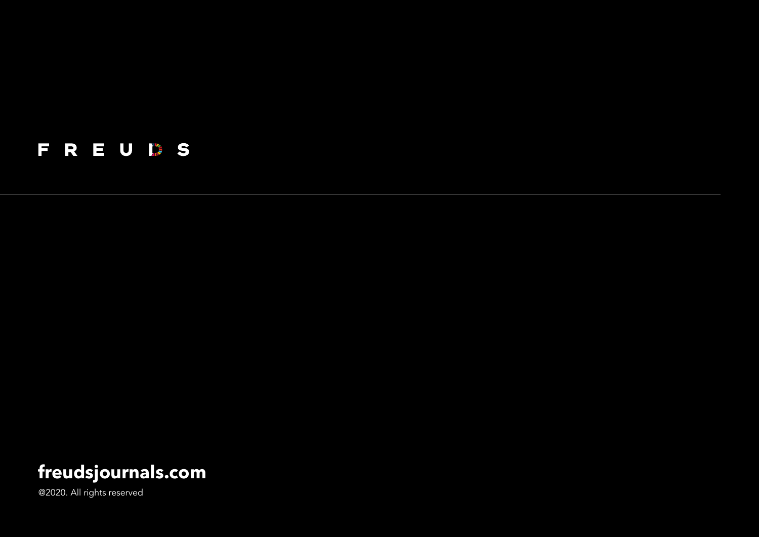FREUDS

**freudsjournals.com**

@2020. All rights reserved